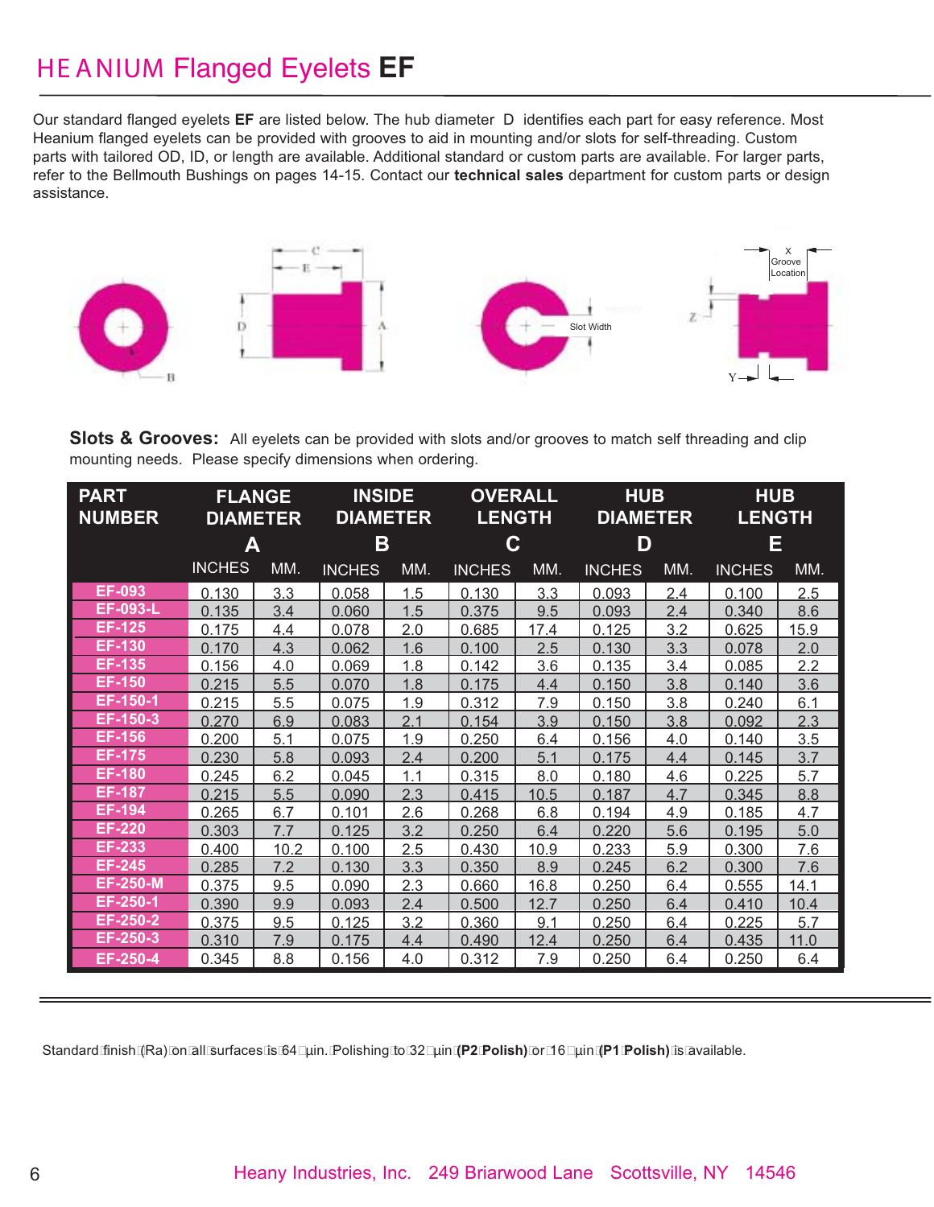# HEANIUM Flanged Eyelets **EF**

Our standard flanged eyelets **EF** are listed below. The hub diameter D identifies each part for easy reference. Most Heanium flanged eyelets can be provided with grooves to aid in mounting and/or slots for self-threading. Custom parts with tailored OD, ID, or length are available. Additional standard or custom parts are available. For larger parts, refer to the Bellmouth Bushings on pages 14-15. Contact our **technical sales** department for custom parts or design assistance.

**Slots & Grooves:** All eyelets can be provided with slots and/or grooves to match self threading and clip mounting needs. Please specify dimensions when ordering.

| PART NUMBER | FLANGE DIAMETER A | | INSIDE DIAMETER B | | OVERALL LENGTH C | | HUB DIAMETER D | | HUB LENGTH E | |
|---|---|---|---|---|---|---|---|---|---|---|
| | INCHES | MM. | INCHES | MM. | INCHES | MM. | INCHES | MM. | INCHES | MM. |
| EF-093 | 0.130 | 3.3 | 0.058 | 1.5 | 0.130 | 3.3 | 0.093 | 2.4 | 0.100 | 2.5 |
| EF-093-L | 0.135 | 3.4 | 0.060 | 1.5 | 0.375 | 9.5 | 0.093 | 2.4 | 0.340 | 8.6 |
| EF-125 | 0.175 | 4.4 | 0.078 | 2.0 | 0.685 | 17.4 | 0.125 | 3.2 | 0.625 | 15.9 |
| EF-130 | 0.170 | 4.3 | 0.062 | 1.6 | 0.100 | 2.5 | 0.130 | 3.3 | 0.078 | 2.0 |
| EF-135 | 0.156 | 4.0 | 0.069 | 1.8 | 0.142 | 3.6 | 0.135 | 3.4 | 0.085 | 2.2 |
| EF-150 | 0.215 | 5.5 | 0.070 | 1.8 | 0.175 | 4.4 | 0.150 | 3.8 | 0.140 | 3.6 |
| EF-150-1 | 0.215 | 5.5 | 0.075 | 1.9 | 0.312 | 7.9 | 0.150 | 3.8 | 0.240 | 6.1 |
| EF-150-3 | 0.270 | 6.9 | 0.083 | 2.1 | 0.154 | 3.9 | 0.150 | 3.8 | 0.092 | 2.3 |
| EF-156 | 0.200 | 5.1 | 0.075 | 1.9 | 0.250 | 6.4 | 0.156 | 4.0 | 0.140 | 3.5 |
| EF-175 | 0.230 | 5.8 | 0.093 | 2.4 | 0.200 | 5.1 | 0.175 | 4.4 | 0.145 | 3.7 |
| EF-180 | 0.245 | 6.2 | 0.045 | 1.1 | 0.315 | 8.0 | 0.180 | 4.6 | 0.225 | 5.7 |
| EF-187 | 0.215 | 5.5 | 0.090 | 2.3 | 0.415 | 10.5 | 0.187 | 4.7 | 0.345 | 8.8 |
| EF-194 | 0.265 | 6.7 | 0.101 | 2.6 | 0.268 | 6.8 | 0.194 | 4.9 | 0.185 | 4.7 |
| EF-220 | 0.303 | 7.7 | 0.125 | 3.2 | 0.250 | 6.4 | 0.220 | 5.6 | 0.195 | 5.0 |
| EF-233 | 0.400 | 10.2 | 0.100 | 2.5 | 0.430 | 10.9 | 0.233 | 5.9 | 0.300 | 7.6 |
| EF-245 | 0.285 | 7.2 | 0.130 | 3.3 | 0.350 | 8.9 | 0.245 | 6.2 | 0.300 | 7.6 |
| EF-250-M | 0.375 | 9.5 | 0.090 | 2.3 | 0.660 | 16.8 | 0.250 | 6.4 | 0.555 | 14.1 |
| EF-250-1 | 0.390 | 9.9 | 0.093 | 2.4 | 0.500 | 12.7 | 0.250 | 6.4 | 0.410 | 10.4 |
| EF-250-2 | 0.375 | 9.5 | 0.125 | 3.2 | 0.360 | 9.1 | 0.250 | 6.4 | 0.225 | 5.7 |
| EF-250-3 | 0.310 | 7.9 | 0.175 | 4.4 | 0.490 | 12.4 | 0.250 | 6.4 | 0.435 | 11.0 |
| EF-250-4 | 0.345 | 8.8 | 0.156 | 4.0 | 0.312 | 7.9 | 0.250 | 6.4 | 0.250 | 6.4 |

Standard finish (Ra) on all surfaces is 64 µin. Polishing to 32 µin **(P2 Polish)** or 16 µin **(P1 Polish)** is available.

Heany Industries, Inc. 249 Briarwood Lane Scottsville, NY 14546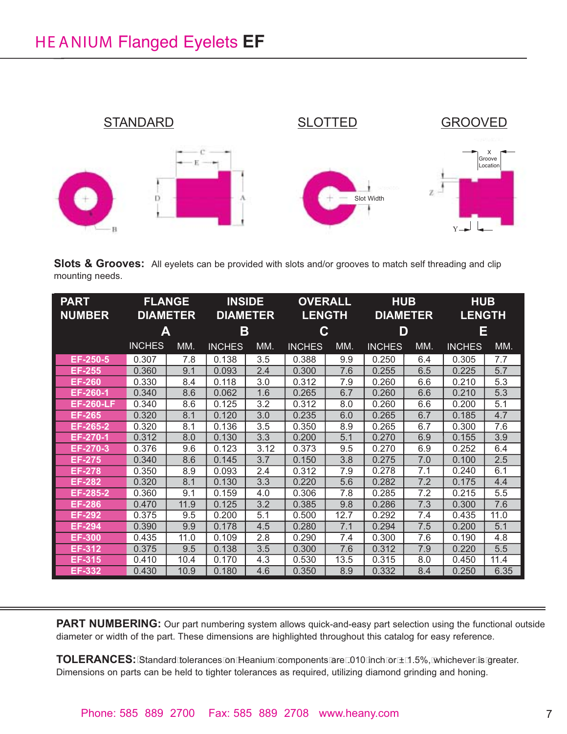# HEANIUM Flanged Eyelets **EF**

STANDARD　　　SLOTTED　　　GROOVED

**Slots & Grooves:** All eyelets can be provided with slots and/or grooves to match self threading and clip mounting needs.

| PART NUMBER | FLANGE DIAMETER A | | INSIDE DIAMETER B | | OVERALL LENGTH C | | HUB DIAMETER D | | HUB LENGTH E | |
|---|---|---|---|---|---|---|---|---|---|---|
| | INCHES | MM. | INCHES | MM. | INCHES | MM. | INCHES | MM. | INCHES | MM. |
| EF-250-5 | 0.307 | 7.8 | 0.138 | 3.5 | 0.388 | 9.9 | 0.250 | 6.4 | 0.305 | 7.7 |
| EF-255 | 0.360 | 9.1 | 0.093 | 2.4 | 0.300 | 7.6 | 0.255 | 6.5 | 0.225 | 5.7 |
| EF-260 | 0.330 | 8.4 | 0.118 | 3.0 | 0.312 | 7.9 | 0.260 | 6.6 | 0.210 | 5.3 |
| EF-260-1 | 0.340 | 8.6 | 0.062 | 1.6 | 0.265 | 6.7 | 0.260 | 6.6 | 0.210 | 5.3 |
| EF-260-LF | 0.340 | 8.6 | 0.125 | 3.2 | 0.312 | 8.0 | 0.260 | 6.6 | 0.200 | 5.1 |
| EF-265 | 0.320 | 8.1 | 0.120 | 3.0 | 0.235 | 6.0 | 0.265 | 6.7 | 0.185 | 4.7 |
| EF-265-2 | 0.320 | 8.1 | 0.136 | 3.5 | 0.350 | 8.9 | 0.265 | 6.7 | 0.300 | 7.6 |
| EF-270-1 | 0.312 | 8.0 | 0.130 | 3.3 | 0.200 | 5.1 | 0.270 | 6.9 | 0.155 | 3.9 |
| EF-270-3 | 0.376 | 9.6 | 0.123 | 3.12 | 0.373 | 9.5 | 0.270 | 6.9 | 0.252 | 6.4 |
| EF-275 | 0.340 | 8.6 | 0.145 | 3.7 | 0.150 | 3.8 | 0.275 | 7.0 | 0.100 | 2.5 |
| EF-278 | 0.350 | 8.9 | 0.093 | 2.4 | 0.312 | 7.9 | 0.278 | 7.1 | 0.240 | 6.1 |
| EF-282 | 0.320 | 8.1 | 0.130 | 3.3 | 0.220 | 5.6 | 0.282 | 7.2 | 0.175 | 4.4 |
| EF-285-2 | 0.360 | 9.1 | 0.159 | 4.0 | 0.306 | 7.8 | 0.285 | 7.2 | 0.215 | 5.5 |
| EF-286 | 0.470 | 11.9 | 0.125 | 3.2 | 0.385 | 9.8 | 0.286 | 7.3 | 0.300 | 7.6 |
| EF-292 | 0.375 | 9.5 | 0.200 | 5.1 | 0.500 | 12.7 | 0.292 | 7.4 | 0.435 | 11.0 |
| EF-294 | 0.390 | 9.9 | 0.178 | 4.5 | 0.280 | 7.1 | 0.294 | 7.5 | 0.200 | 5.1 |
| EF-300 | 0.435 | 11.0 | 0.109 | 2.8 | 0.290 | 7.4 | 0.300 | 7.6 | 0.190 | 4.8 |
| EF-312 | 0.375 | 9.5 | 0.138 | 3.5 | 0.300 | 7.6 | 0.312 | 7.9 | 0.220 | 5.5 |
| EF-315 | 0.410 | 10.4 | 0.170 | 4.3 | 0.530 | 13.5 | 0.315 | 8.0 | 0.450 | 11.4 |
| EF-332 | 0.430 | 10.9 | 0.180 | 4.6 | 0.350 | 8.9 | 0.332 | 8.4 | 0.250 | 6.35 |

**PART NUMBERING:** Our part numbering system allows quick-and-easy part selection using the functional outside diameter or width of the part. These dimensions are highlighted throughout this catalog for easy reference.

**TOLERANCES:** Standard tolerances on Heanium components are .010 inch or ±1.5%, whichever is greater. Dimensions on parts can be held to tighter tolerances as required, utilizing diamond grinding and honing.

Phone: 585 889 2700　Fax: 585 889 2708　www.heany.com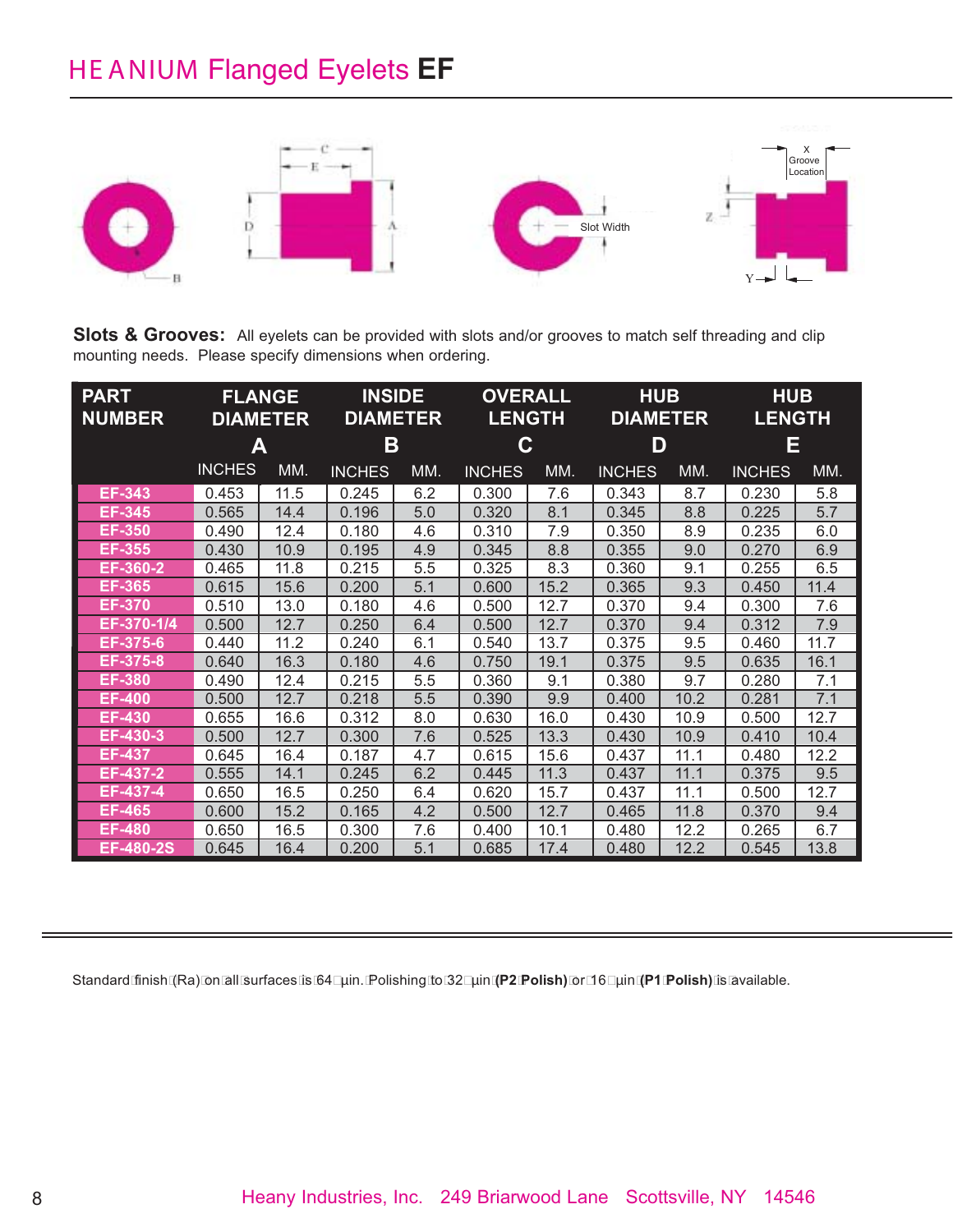# HEANIUM Flanged Eyelets **EF**

**Slots & Grooves:** All eyelets can be provided with slots and/or grooves to match self threading and clip mounting needs. Please specify dimensions when ordering.

| PART NUMBER | FLANGE DIAMETER A | | INSIDE DIAMETER B | | OVERALL LENGTH C | | HUB DIAMETER D | | HUB LENGTH E | |
|---|---|---|---|---|---|---|---|---|---|---|
| | INCHES | MM. | INCHES | MM. | INCHES | MM. | INCHES | MM. | INCHES | MM. |
| EF-343 | 0.453 | 11.5 | 0.245 | 6.2 | 0.300 | 7.6 | 0.343 | 8.7 | 0.230 | 5.8 |
| EF-345 | 0.565 | 14.4 | 0.196 | 5.0 | 0.320 | 8.1 | 0.345 | 8.8 | 0.225 | 5.7 |
| EF-350 | 0.490 | 12.4 | 0.180 | 4.6 | 0.310 | 7.9 | 0.350 | 8.9 | 0.235 | 6.0 |
| EF-355 | 0.430 | 10.9 | 0.195 | 4.9 | 0.345 | 8.8 | 0.355 | 9.0 | 0.270 | 6.9 |
| EF-360-2 | 0.465 | 11.8 | 0.215 | 5.5 | 0.325 | 8.3 | 0.360 | 9.1 | 0.255 | 6.5 |
| EF-365 | 0.615 | 15.6 | 0.200 | 5.1 | 0.600 | 15.2 | 0.365 | 9.3 | 0.450 | 11.4 |
| EF-370 | 0.510 | 13.0 | 0.180 | 4.6 | 0.500 | 12.7 | 0.370 | 9.4 | 0.300 | 7.6 |
| EF-370-1/4 | 0.500 | 12.7 | 0.250 | 6.4 | 0.500 | 12.7 | 0.370 | 9.4 | 0.312 | 7.9 |
| EF-375-6 | 0.440 | 11.2 | 0.240 | 6.1 | 0.540 | 13.7 | 0.375 | 9.5 | 0.460 | 11.7 |
| EF-375-8 | 0.640 | 16.3 | 0.180 | 4.6 | 0.750 | 19.1 | 0.375 | 9.5 | 0.635 | 16.1 |
| EF-380 | 0.490 | 12.4 | 0.215 | 5.5 | 0.360 | 9.1 | 0.380 | 9.7 | 0.280 | 7.1 |
| EF-400 | 0.500 | 12.7 | 0.218 | 5.5 | 0.390 | 9.9 | 0.400 | 10.2 | 0.281 | 7.1 |
| EF-430 | 0.655 | 16.6 | 0.312 | 8.0 | 0.630 | 16.0 | 0.430 | 10.9 | 0.500 | 12.7 |
| EF-430-3 | 0.500 | 12.7 | 0.300 | 7.6 | 0.525 | 13.3 | 0.430 | 10.9 | 0.410 | 10.4 |
| EF-437 | 0.645 | 16.4 | 0.187 | 4.7 | 0.615 | 15.6 | 0.437 | 11.1 | 0.480 | 12.2 |
| EF-437-2 | 0.555 | 14.1 | 0.245 | 6.2 | 0.445 | 11.3 | 0.437 | 11.1 | 0.375 | 9.5 |
| EF-437-4 | 0.650 | 16.5 | 0.250 | 6.4 | 0.620 | 15.7 | 0.437 | 11.1 | 0.500 | 12.7 |
| EF-465 | 0.600 | 15.2 | 0.165 | 4.2 | 0.500 | 12.7 | 0.465 | 11.8 | 0.370 | 9.4 |
| EF-480 | 0.650 | 16.5 | 0.300 | 7.6 | 0.400 | 10.1 | 0.480 | 12.2 | 0.265 | 6.7 |
| EF-480-2S | 0.645 | 16.4 | 0.200 | 5.1 | 0.685 | 17.4 | 0.480 | 12.2 | 0.545 | 13.8 |

Standard finish (Ra) on all surfaces is 64 µin. Polishing to 32 µin **(P2 Polish)** or 16 µin **(P1 Polish)** is available.

Heany Industries, Inc. 249 Briarwood Lane Scottsville, NY 14546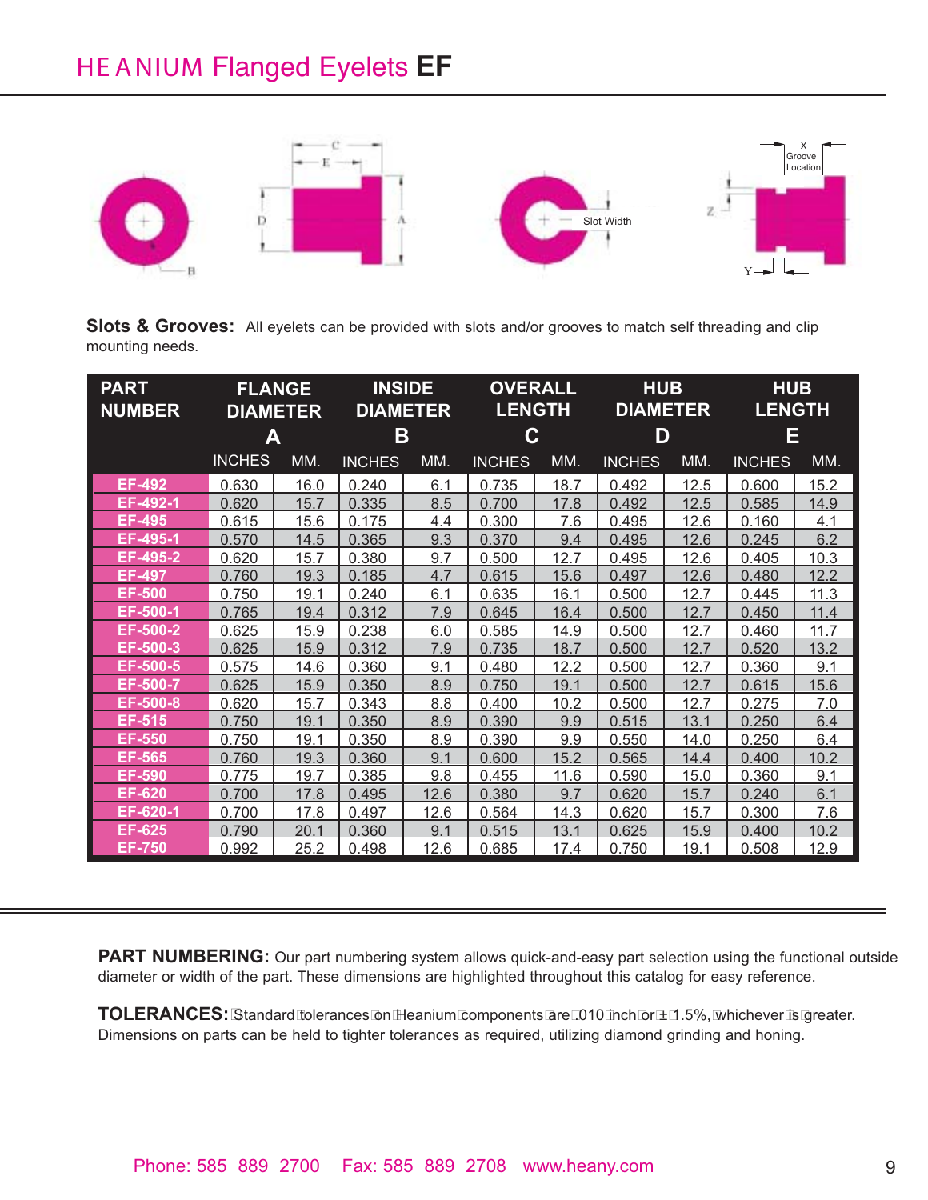# HEANIUM Flanged Eyelets EF

C

E

D

A

B

Slot Width

X
Groove
Location

Z

Y

**Slots & Grooves:** All eyelets can be provided with slots and/or grooves to match self threading and clip mounting needs.

| PART NUMBER | FLANGE DIAMETER A | | INSIDE DIAMETER B | | OVERALL LENGTH C | | HUB DIAMETER D | | HUB LENGTH E | |
|---|---|---|---|---|---|---|---|---|---|---|
| | INCHES | MM. | INCHES | MM. | INCHES | MM. | INCHES | MM. | INCHES | MM. |
| EF-492 | 0.630 | 16.0 | 0.240 | 6.1 | 0.735 | 18.7 | 0.492 | 12.5 | 0.600 | 15.2 |
| EF-492-1 | 0.620 | 15.7 | 0.335 | 8.5 | 0.700 | 17.8 | 0.492 | 12.5 | 0.585 | 14.9 |
| EF-495 | 0.615 | 15.6 | 0.175 | 4.4 | 0.300 | 7.6 | 0.495 | 12.6 | 0.160 | 4.1 |
| EF-495-1 | 0.570 | 14.5 | 0.365 | 9.3 | 0.370 | 9.4 | 0.495 | 12.6 | 0.245 | 6.2 |
| EF-495-2 | 0.620 | 15.7 | 0.380 | 9.7 | 0.500 | 12.7 | 0.495 | 12.6 | 0.405 | 10.3 |
| EF-497 | 0.760 | 19.3 | 0.185 | 4.7 | 0.615 | 15.6 | 0.497 | 12.6 | 0.480 | 12.2 |
| EF-500 | 0.750 | 19.1 | 0.240 | 6.1 | 0.635 | 16.1 | 0.500 | 12.7 | 0.445 | 11.3 |
| EF-500-1 | 0.765 | 19.4 | 0.312 | 7.9 | 0.645 | 16.4 | 0.500 | 12.7 | 0.450 | 11.4 |
| EF-500-2 | 0.625 | 15.9 | 0.238 | 6.0 | 0.585 | 14.9 | 0.500 | 12.7 | 0.460 | 11.7 |
| EF-500-3 | 0.625 | 15.9 | 0.312 | 7.9 | 0.735 | 18.7 | 0.500 | 12.7 | 0.520 | 13.2 |
| EF-500-5 | 0.575 | 14.6 | 0.360 | 9.1 | 0.480 | 12.2 | 0.500 | 12.7 | 0.360 | 9.1 |
| EF-500-7 | 0.625 | 15.9 | 0.350 | 8.9 | 0.750 | 19.1 | 0.500 | 12.7 | 0.615 | 15.6 |
| EF-500-8 | 0.620 | 15.7 | 0.343 | 8.8 | 0.400 | 10.2 | 0.500 | 12.7 | 0.275 | 7.0 |
| EF-515 | 0.750 | 19.1 | 0.350 | 8.9 | 0.390 | 9.9 | 0.515 | 13.1 | 0.250 | 6.4 |
| EF-550 | 0.750 | 19.1 | 0.350 | 8.9 | 0.390 | 9.9 | 0.550 | 14.0 | 0.250 | 6.4 |
| EF-565 | 0.760 | 19.3 | 0.360 | 9.1 | 0.600 | 15.2 | 0.565 | 14.4 | 0.400 | 10.2 |
| EF-590 | 0.775 | 19.7 | 0.385 | 9.8 | 0.455 | 11.6 | 0.590 | 15.0 | 0.360 | 9.1 |
| EF-620 | 0.700 | 17.8 | 0.495 | 12.6 | 0.380 | 9.7 | 0.620 | 15.7 | 0.240 | 6.1 |
| EF-620-1 | 0.700 | 17.8 | 0.497 | 12.6 | 0.564 | 14.3 | 0.620 | 15.7 | 0.300 | 7.6 |
| EF-625 | 0.790 | 20.1 | 0.360 | 9.1 | 0.515 | 13.1 | 0.625 | 15.9 | 0.400 | 10.2 |
| EF-750 | 0.992 | 25.2 | 0.498 | 12.6 | 0.685 | 17.4 | 0.750 | 19.1 | 0.508 | 12.9 |

**PART NUMBERING:** Our part numbering system allows quick-and-easy part selection using the functional outside diameter or width of the part. These dimensions are highlighted throughout this catalog for easy reference.

**TOLERANCES:** Standard tolerances on Heanium components are .010 inch or ± 1.5%, whichever is greater. Dimensions on parts can be held to tighter tolerances as required, utilizing diamond grinding and honing.

Phone: 585 889 2700 Fax: 585 889 2708 www.heany.com